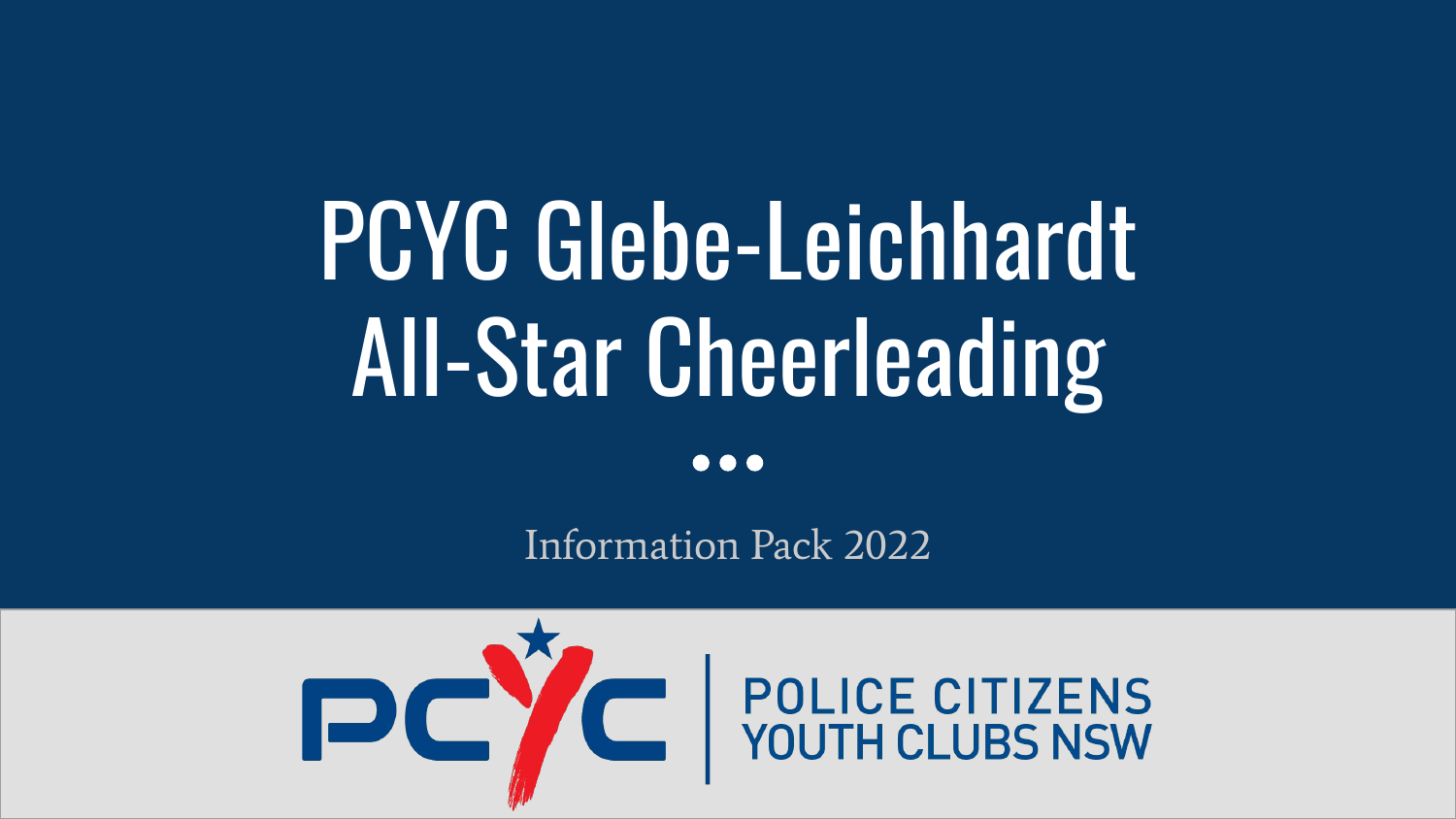# PCYC Glebe-Leichhardt All-Star Cheerleading

Information Pack 2022

PCYC | POLICE CITIZENS YOUTH CLUBS NSW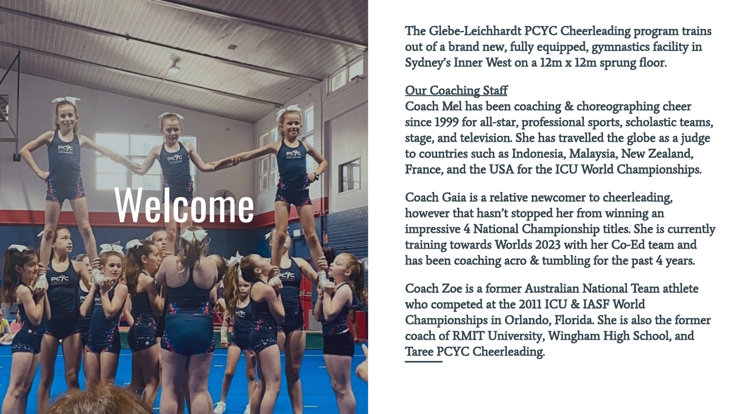# Welcome

The Glebe-Leichhardt PCYC Cheerleading program trains out of a brand new, fully equipped, gymnastics facility in Sydney's Inner West on a 12m x 12m sprung floor.

## Our Coaching Staff

Coach Mel has been coaching & choreographing cheer since 1999 for all-star, professional sports, scholastic teams, stage, and television. She has travelled the globe as a judge to countries such as Indonesia, Malaysia, New Zealand, France, and the USA for the ICU World Championships.

Coach Gaia is a relative newcomer to cheerleading, however that hasn't stopped her from winning an impressive 4 National Championship titles. She is currently training towards Worlds 2023 with her Co-Ed team and has been coaching acro & tumbling for the past 4 years.

Coach Zoe is a former Australian National Team athlete who competed at the 2011 ICU & IASF World Championships in Orlando, Florida. She is also the former coach of RMIT University, Wingham High School, and Taree PCYC Cheerleading.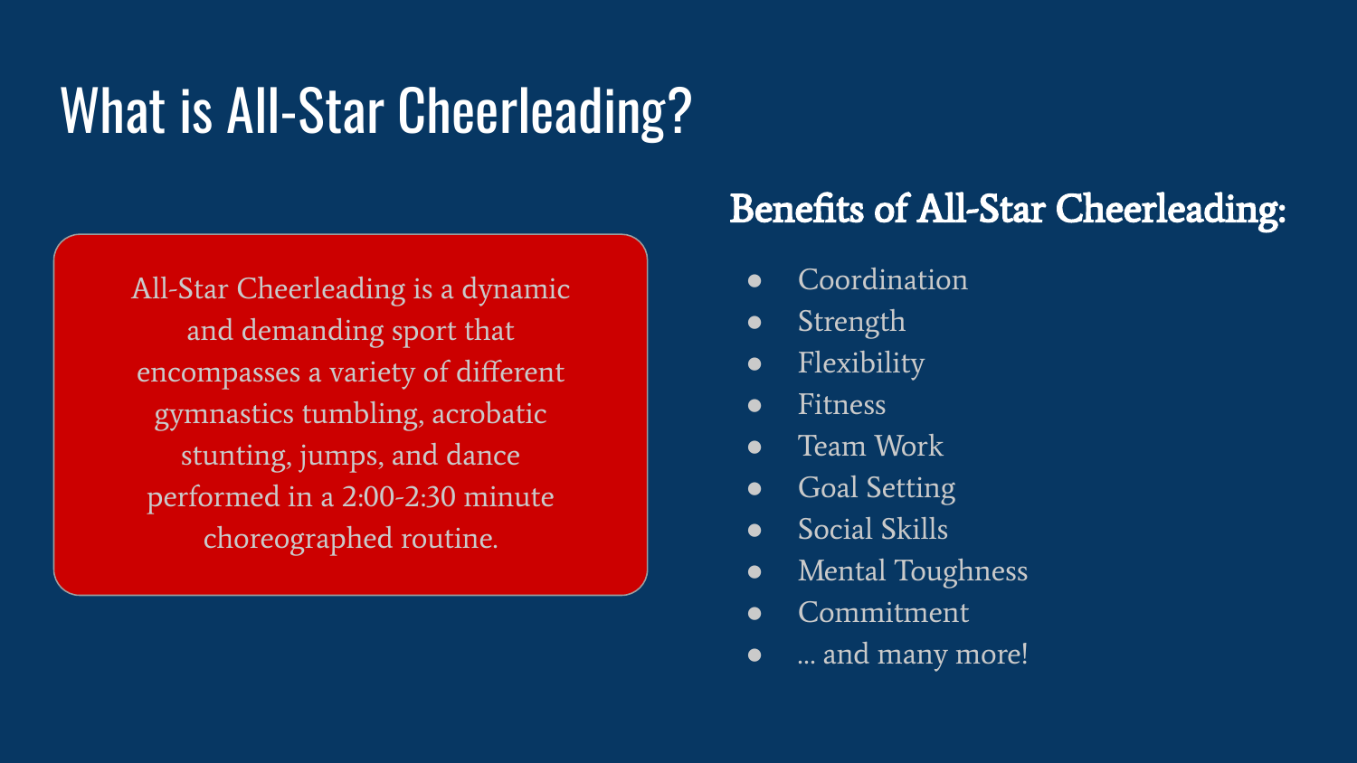# What is All-Star Cheerleading?

All-Star Cheerleading is a dynamic and demanding sport that encompasses a variety of different gymnastics tumbling, acrobatic stunting, jumps, and dance performed in a 2:00-2:30 minute choreographed routine.

## Benefits of All-Star Cheerleading:

- Coordination
- Strength
- Flexibility
- Fitness
- Team Work
- Goal Setting
- Social Skills
- Mental Toughness
- Commitment
- ... and many more!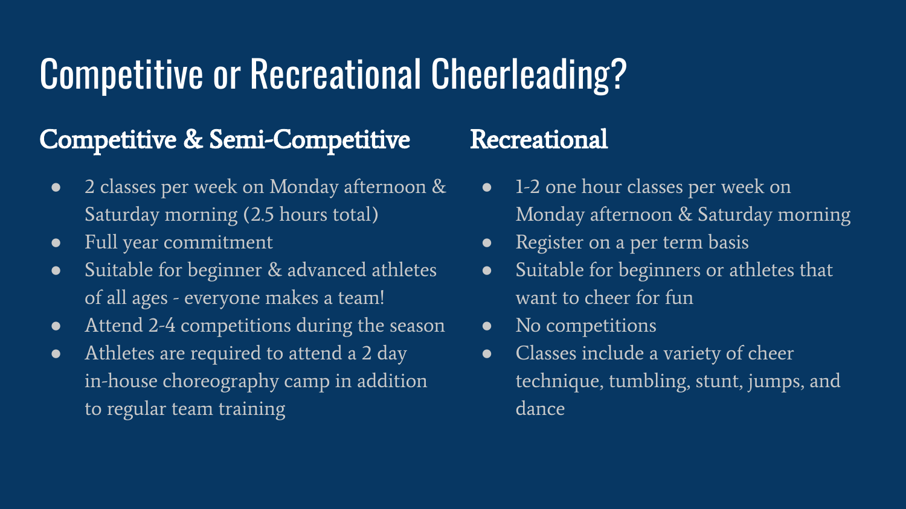# Competitive or Recreational Cheerleading?

## Competitive & Semi-Competitive

- 2 classes per week on Monday afternoon & Saturday morning (2.5 hours total)
- Full year commitment
- Suitable for beginner & advanced athletes of all ages - everyone makes a team!
- Attend 2-4 competitions during the season
- Athletes are required to attend a 2 day in-house choreography camp in addition to regular team training

## Recreational

- 1-2 one hour classes per week on Monday afternoon & Saturday morning
- Register on a per term basis
- Suitable for beginners or athletes that want to cheer for fun
- No competitions
- Classes include a variety of cheer technique, tumbling, stunt, jumps, and dance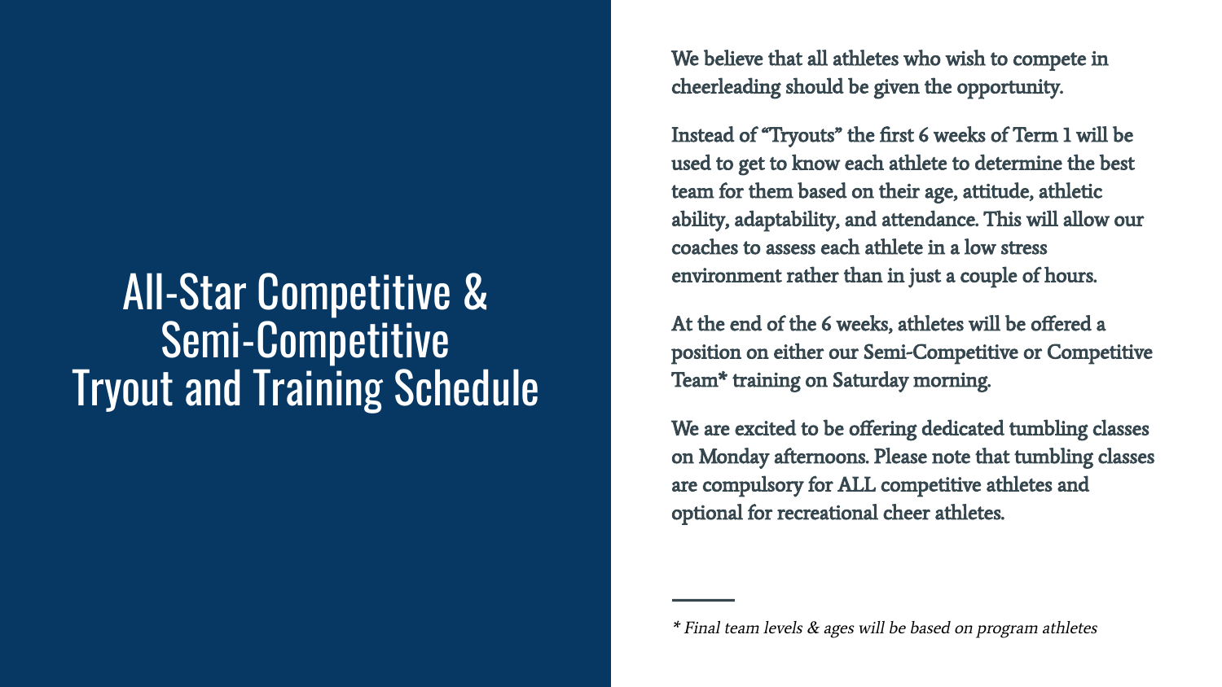# All-Star Competitive & Semi-Competitive Tryout and Training Schedule

We believe that all athletes who wish to compete in cheerleading should be given the opportunity.

Instead of "Tryouts" the first 6 weeks of Term 1 will be used to get to know each athlete to determine the best team for them based on their age, attitude, athletic ability, adaptability, and attendance. This will allow our coaches to assess each athlete in a low stress environment rather than in just a couple of hours.

At the end of the 6 weeks, athletes will be offered a position on either our Semi-Competitive or Competitive Team* training on Saturday morning.

We are excited to be offering dedicated tumbling classes on Monday afternoons. Please note that tumbling classes are compulsory for ALL competitive athletes and optional for recreational cheer athletes.

---

*\* Final team levels & ages will be based on program athletes*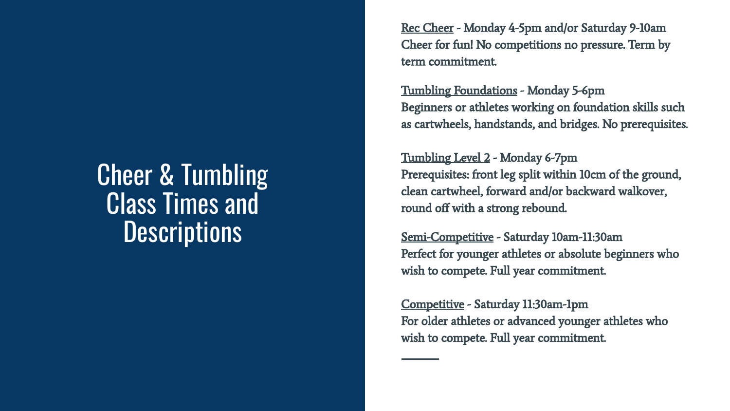# Cheer & Tumbling Class Times and Descriptions

Rec Cheer - Monday 4-5pm and/or Saturday 9-10am
Cheer for fun! No competitions no pressure. Term by term commitment.

Tumbling Foundations - Monday 5-6pm
Beginners or athletes working on foundation skills such as cartwheels, handstands, and bridges. No prerequisites.

Tumbling Level 2 - Monday 6-7pm
Prerequisites: front leg split within 10cm of the ground, clean cartwheel, forward and/or backward walkover, round off with a strong rebound.

Semi-Competitive - Saturday 10am-11:30am
Perfect for younger athletes or absolute beginners who wish to compete. Full year commitment.

Competitive - Saturday 11:30am-1pm
For older athletes or advanced younger athletes who wish to compete. Full year commitment.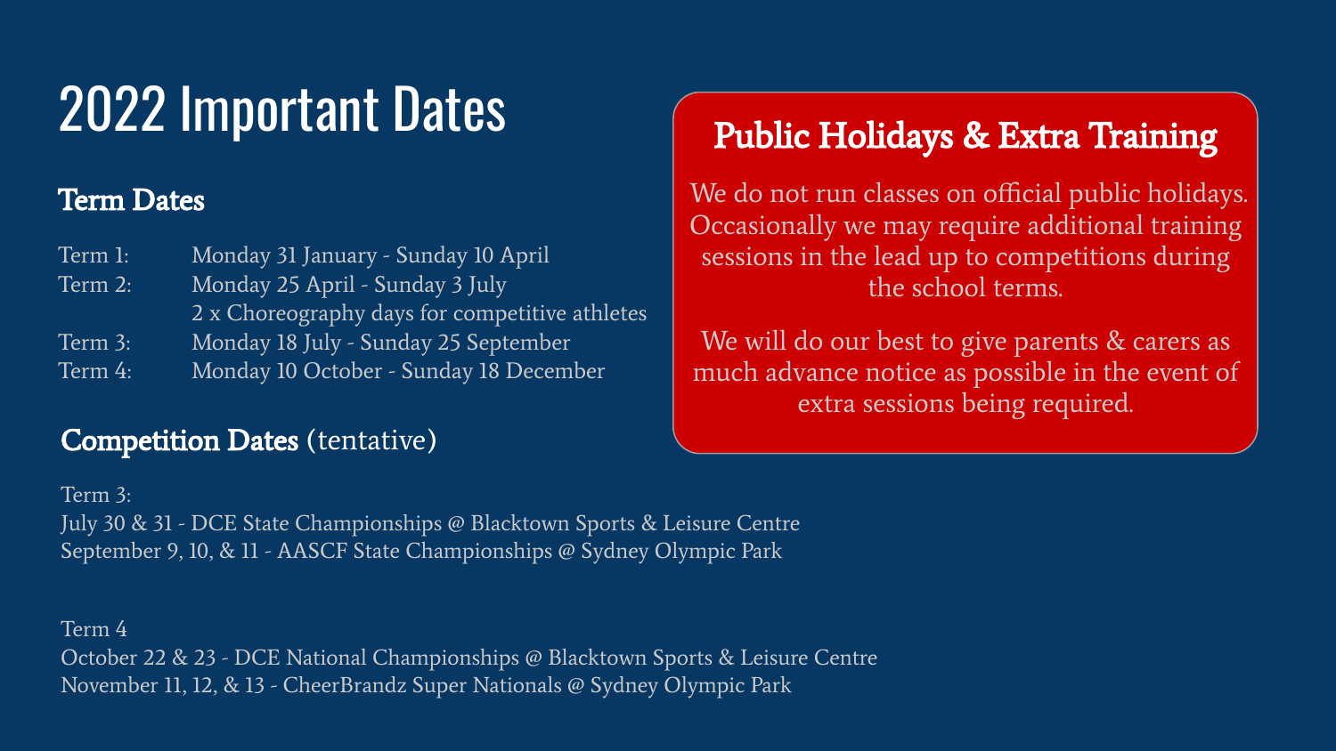# 2022 Important Dates

## Term Dates

| | |
|---|---|
| Term 1: | Monday 31 January - Sunday 10 April |
| Term 2: | Monday 25 April - Sunday 3 July |
| | 2 x Choreography days for competitive athletes |
| Term 3: | Monday 18 July - Sunday 25 September |
| Term 4: | Monday 10 October - Sunday 18 December |

## Competition Dates (tentative)

Term 3:
July 30 & 31 - DCE State Championships @ Blacktown Sports & Leisure Centre
September 9, 10, & 11 - AASCF State Championships @ Sydney Olympic Park

Term 4
October 22 & 23 - DCE National Championships @ Blacktown Sports & Leisure Centre
November 11, 12, & 13 - CheerBrandz Super Nationals @ Sydney Olympic Park

## Public Holidays & Extra Training

We do not run classes on official public holidays. Occasionally we may require additional training sessions in the lead up to competitions during the school terms.

We will do our best to give parents & carers as much advance notice as possible in the event of extra sessions being required.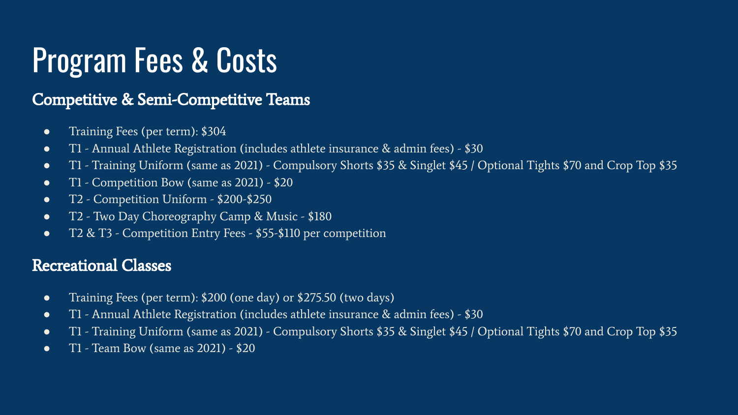# Program Fees & Costs

## Competitive & Semi-Competitive Teams

- Training Fees (per term): $304
- T1 - Annual Athlete Registration (includes athlete insurance & admin fees) - $30
- T1 - Training Uniform (same as 2021) - Compulsory Shorts $35 & Singlet $45 / Optional Tights $70 and Crop Top $35
- T1 - Competition Bow (same as 2021) - $20
- T2 - Competition Uniform - $200-$250
- T2 - Two Day Choreography Camp & Music - $180
- T2 & T3 - Competition Entry Fees - $55-$110 per competition

## Recreational Classes

- Training Fees (per term): $200 (one day) or $275.50 (two days)
- T1 - Annual Athlete Registration (includes athlete insurance & admin fees) - $30
- T1 - Training Uniform (same as 2021) - Compulsory Shorts $35 & Singlet $45 / Optional Tights $70 and Crop Top $35
- T1 - Team Bow (same as 2021) - $20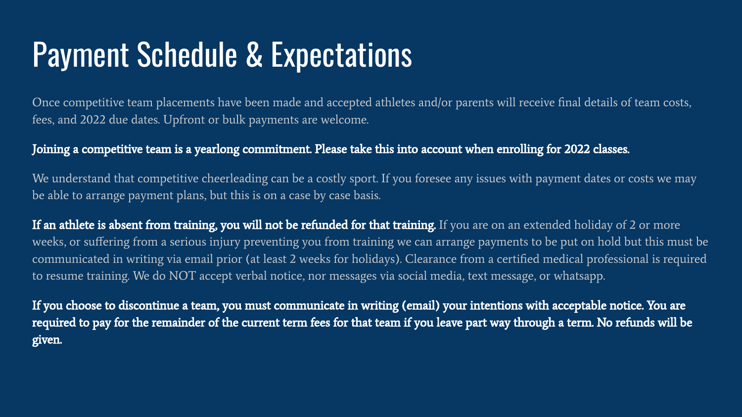# Payment Schedule & Expectations

Once competitive team placements have been made and accepted athletes and/or parents will receive final details of team costs, fees, and 2022 due dates. Upfront or bulk payments are welcome.

**Joining a competitive team is a yearlong commitment. Please take this into account when enrolling for 2022 classes.**

We understand that competitive cheerleading can be a costly sport. If you foresee any issues with payment dates or costs we may be able to arrange payment plans, but this is on a case by case basis.

**If an athlete is absent from training, you will not be refunded for that training.** If you are on an extended holiday of 2 or more weeks, or suffering from a serious injury preventing you from training we can arrange payments to be put on hold but this must be communicated in writing via email prior (at least 2 weeks for holidays). Clearance from a certified medical professional is required to resume training. We do NOT accept verbal notice, nor messages via social media, text message, or whatsapp.

**If you choose to discontinue a team, you must communicate in writing (email) your intentions with acceptable notice. You are required to pay for the remainder of the current term fees for that team if you leave part way through a term. No refunds will be given.**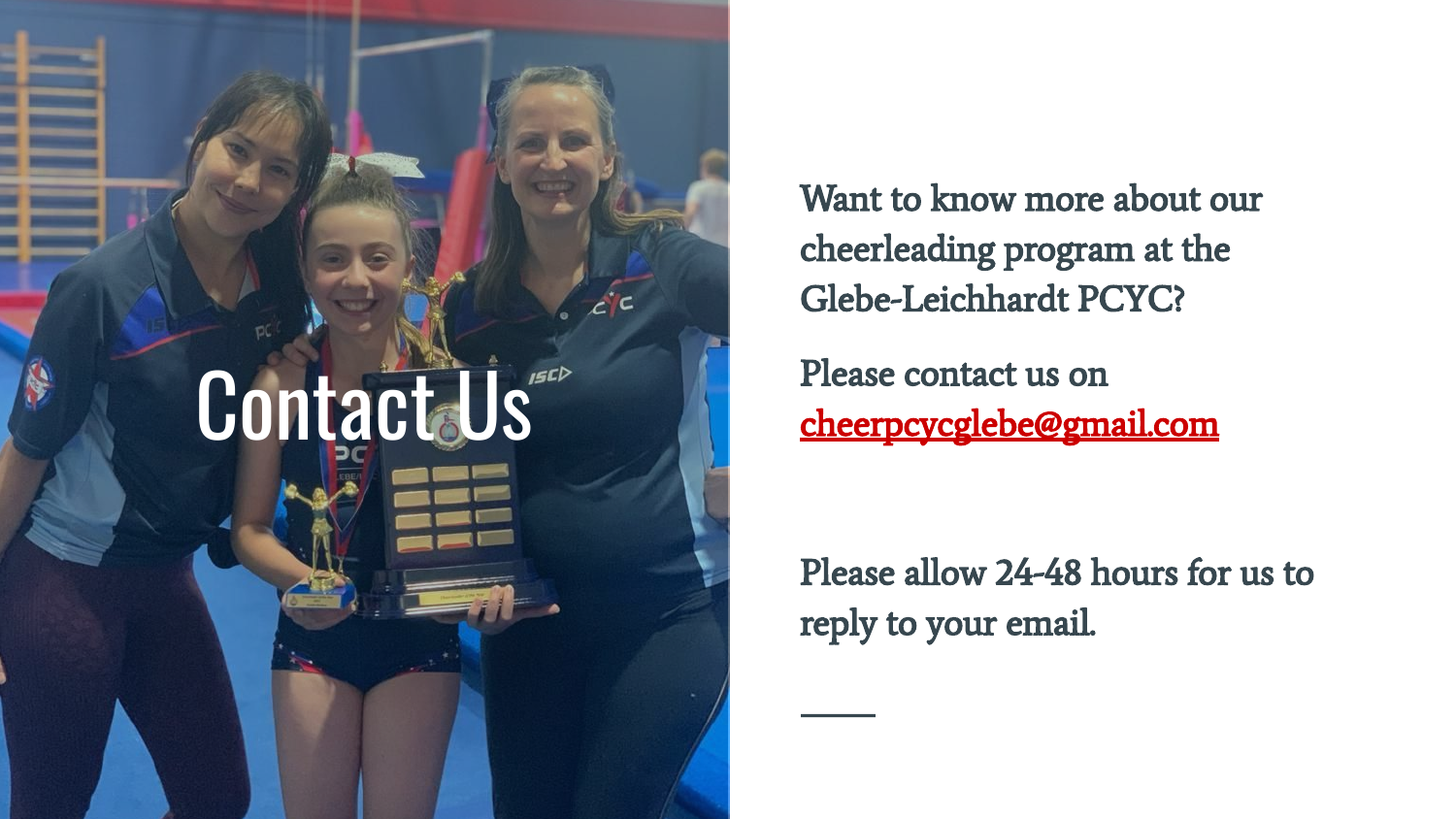# Contact Us

Want to know more about our cheerleading program at the Glebe-Leichhardt PCYC?

Please contact us on [cheerpcycglebe@gmail.com](mailto:cheerpcycglebe@gmail.com)

Please allow 24-48 hours for us to reply to your email.